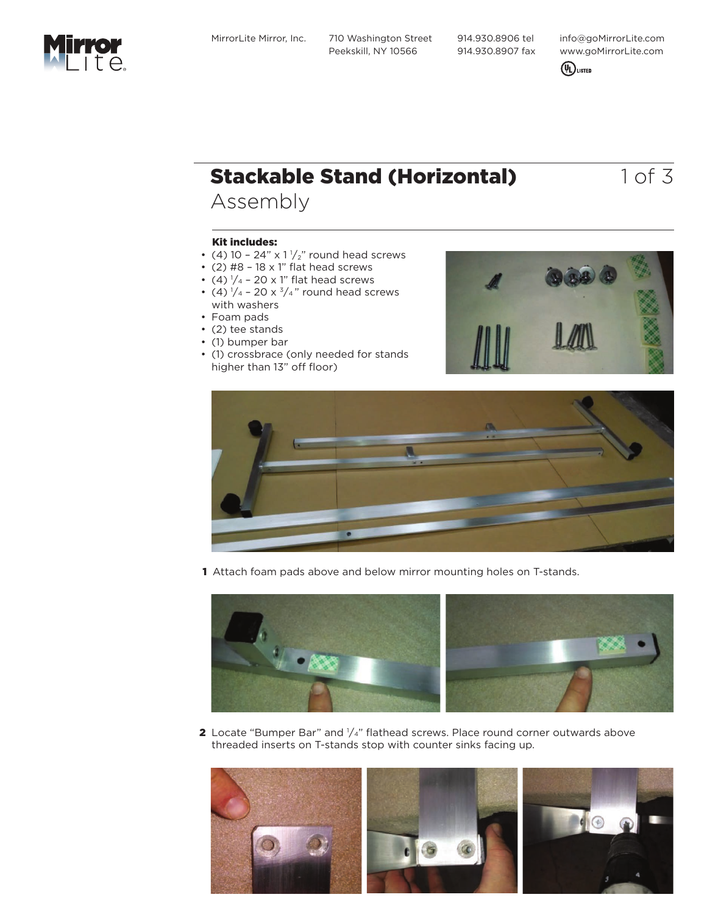MirrorLite Mirror, Inc.
710 Washington Street
Peekskill, NY 10566

914.930.8906 tel
914.930.8907 fax

info@goMirrorLite.com
www.goMirrorLite.com

# Stackable Stand (Horizontal)

## Assembly

**Kit includes:**

- (4) 10 – 24" x 1 1/2" round head screws
- (2) #8 – 18 x 1" flat head screws
- (4) 1/4 – 20 x 1" flat head screws
- (4) 1/4 – 20 x 3/4" round head screws with washers
- Foam pads
- (2) tee stands
- (1) bumper bar
- (1) crossbrace (only needed for stands higher than 13" off floor)

**1** Attach foam pads above and below mirror mounting holes on T-stands.

**2** Locate "Bumper Bar" and 1/4" flathead screws. Place round corner outwards above threaded inserts on T-stands stop with counter sinks facing up.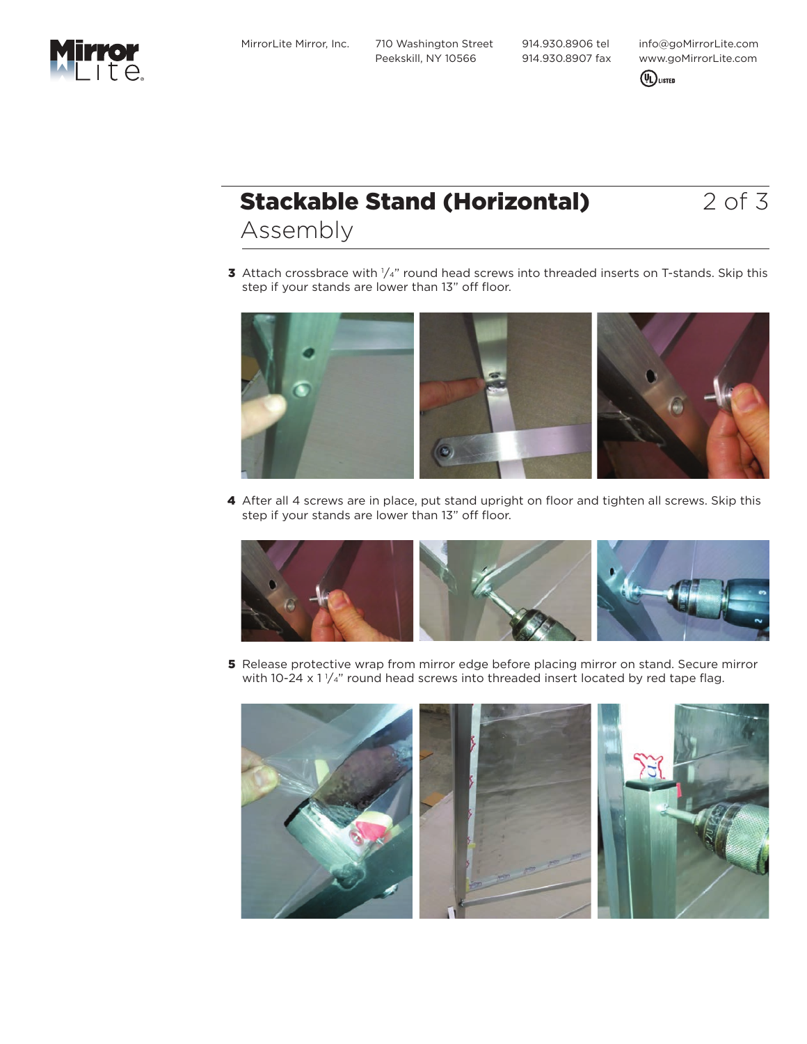MirrorLite Mirror, Inc. 710 Washington Street Peekskill, NY 10566 914.930.8906 tel 914.930.8907 fax info@goMirrorLite.com www.goMirrorLite.com

# Stackable Stand (Horizontal)

## Assembly

**3** Attach crossbrace with 1/4" round head screws into threaded inserts on T-stands. Skip this step if your stands are lower than 13" off floor.

**4** After all 4 screws are in place, put stand upright on floor and tighten all screws. Skip this step if your stands are lower than 13" off floor.

**5** Release protective wrap from mirror edge before placing mirror on stand. Secure mirror with 10-24 x 1 1/4" round head screws into threaded insert located by red tape flag.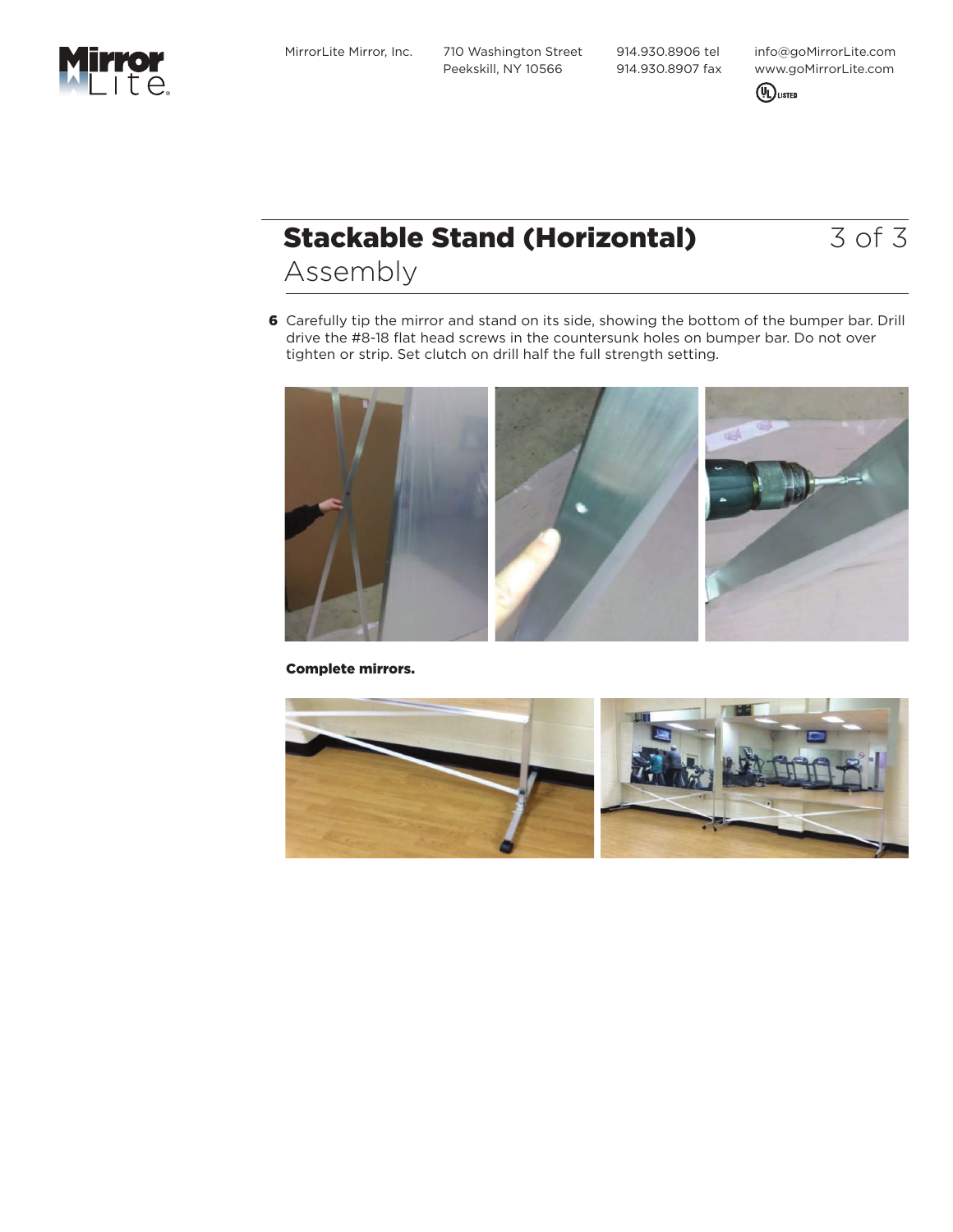MirrorLite Mirror, Inc. 710 Washington Street Peekskill, NY 10566 914.930.8906 tel 914.930.8907 fax info@goMirrorLite.com www.goMirrorLite.com

# Stackable Stand (Horizontal)

## Assembly

**6** Carefully tip the mirror and stand on its side, showing the bottom of the bumper bar. Drill drive the #8-18 flat head screws in the countersunk holes on bumper bar. Do not over tighten or strip. Set clutch on drill half the full strength setting.

**Complete mirrors.**